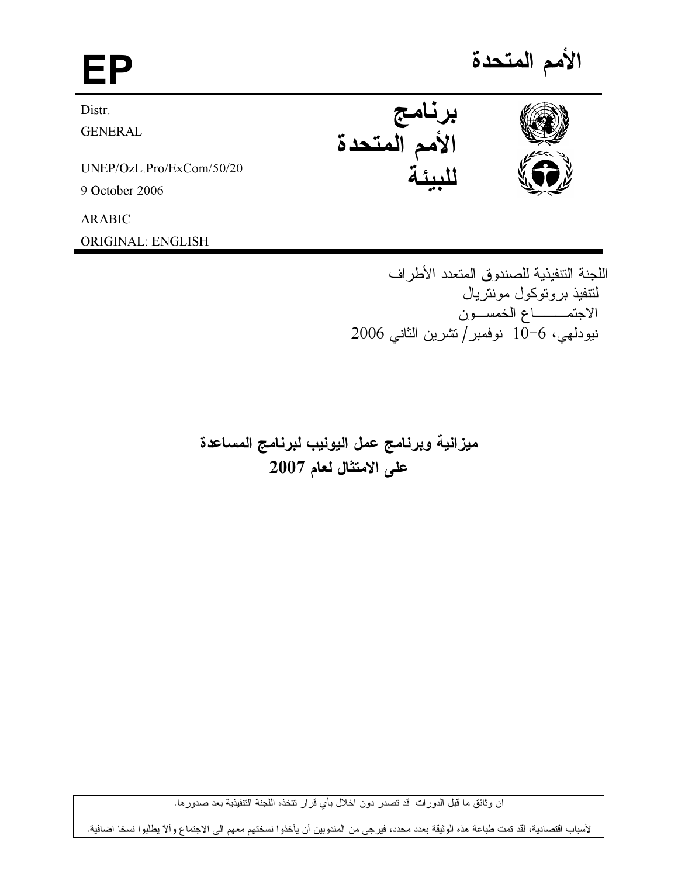# الأمم المتحدة

# EP

برنامج الأمم المتحدة للبيئة

Distr.
GENERAL

UNEP/OzL.Pro/ExCom/50/20
9 October 2006

ARABIC
ORIGINAL: ENGLISH

اللجنة التنفيذية للصندوق المتعدد الأطراف
لتنفيذ بروتوكول مونتريال
الاجتمـــــــاع الخمســـون
نيودلهي، 6-10 نوفمبر/ تشرين الثاني 2006

## ميزانية وبرنامج عمل اليونيب لبرنامج المساعدة على الامتثال لعام 2007

ان وثائق ما قبل الدورات قد تصدر دون اخلال بأي قرار تتخذه اللجنة التنفيذية بعد صدورها.

لأسباب اقتصادية، لقد تمت طباعة هذه الوثيقة بعدد محدد، فيرجى من المندوبين أن يأخذوا نسختهم معهم الى الاجتماع وألا يطلبوا نسخا اضافية.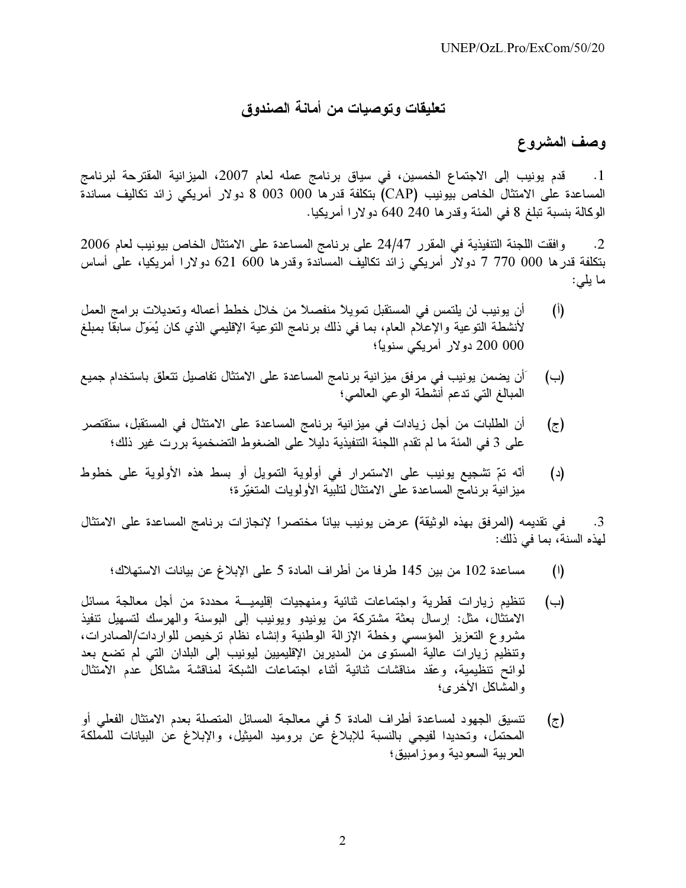## تعليقات وتوصيات من أمانة الصندوق

### وصف المشروع

1. قدم يونيب إلى الاجتماع الخمسين، في سياق برنامج عمله لعام 2007، الميزانية المقترحة لبرنامج المساعدة على الامتثال الخاص بيونيب (CAP) بتكلفة قدرها 000 003 8 دولار أمريكي زائد تكاليف مساندة الوكالة بنسبة تبلغ 8 في المئة وقدرها 240 640 دولارا أمريكيا.

2. وافقت اللجنة التنفيذية في المقرر 24/47 على برنامج المساعدة على الامتثال الخاص بيونيب لعام 2006 بتكلفة قدرها 000 770 7 دولار أمريكي زائد تكاليف المساندة وقدرها 600 621 دولارا أمريكيا، على أساس ما يلي:

(أ) أن يونيب لن يلتمس في المستقبل تمويلاً منفصلاً من خلال خطط أعماله وتعديلات برامج العمل لأنشطة التوعية والإعلام العام، بما في ذلك برنامج التوعية الإقليمي الذي كان يُمَوّل سابقًا بمبلغ 000 200 دولار أمريكي سنوياً؛

(ب) أن يضمن يونيب في مرفق ميزانية برنامج المساعدة على الامتثال تفاصيل تتعلق باستخدام جميع المبالغ التي تدعم أنشطة الوعي العالمي؛

(ج) أن الطلبات من أجل زيادات في ميزانية برنامج المساعدة على الامتثال في المستقبل، ستقتصر على 3 في المئة ما لم تقدم اللجنة التنفيذية دليلا على الضغوط التضخمية بررت غير ذلك؛

(د) أنّه تمّ تشجيع يونيب على الاستمرار في أولوية التمويل أو بسط هذه الأولوية على خطوط ميزانية برنامج المساعدة على الامتثال لتلبية الأولويات المتغيّرة؛

3. في تقديمه (المرفق بهذه الوثيقة) عرض يونيب بياناً مختصراً لإنجازات برنامج المساعدة على الامتثال لهذه السنة، بما في ذلك:

(ا) مساعدة 102 من بين 145 طرفا من أطراف المادة 5 على الإبلاغ عن بيانات الاستهلاك؛

(ب) تنظيم زيارات قطرية واجتماعات ثنائية ومنهجيات إقليميـــة محددة من أجل معالجة مسائل الامتثال، مثل: إرسال بعثة مشتركة من يونيدو ويونيب إلى البوسنة والهرسك لتسهيل تنفيذ مشروع التعزيز المؤسسي وخطة الإزالة الوطنية وإنشاء نظام ترخيص للواردات/الصادرات، وتنظيم زيارات عالية المستوى من المديرين الإقليميين ليونيب إلى البلدان التي لم تضع بعد لوائح تنظيمية، وعقد مناقشات ثنائية أثناء اجتماعات الشبكة لمناقشة مشاكل عدم الامتثال والمشاكل الأخرى؛

(ج) تنسيق الجهود لمساعدة أطراف المادة 5 في معالجة المسائل المتصلة بعدم الامتثال الفعلي أو المحتمل، وتحديدا لفيجي بالنسبة للإبلاغ عن بروميد الميثيل، والإبلاغ عن البيانات للمملكة العربية السعودية وموزامبيق؛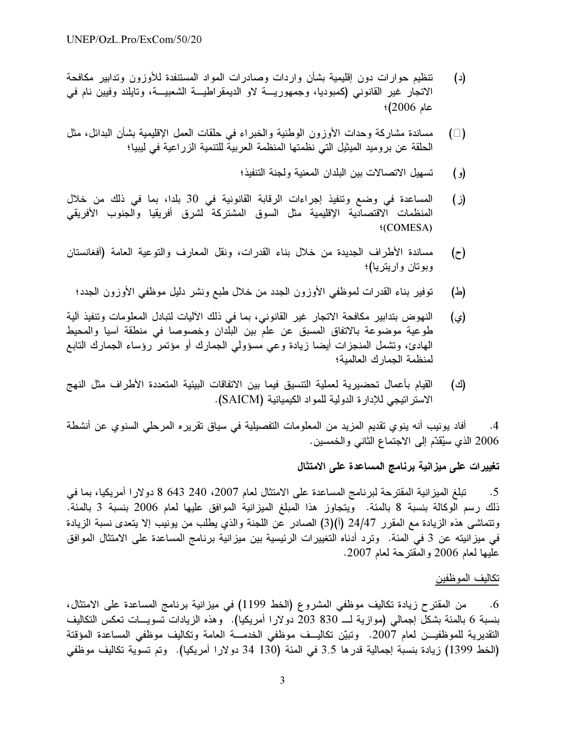(د) تنظيم حوارات دون إقليمية بشأن واردات وصادرات المواد المستنفدة للأوزون وتدابير مكافحة الاتجار غير القانوني (كمبوديا، وجمهورية لاو الديمقراطية الشعبية، وتايلند وفيين نام في عام 2006)؛

(ﻫ) مساندة مشاركة وحدات الأوزون الوطنية والخبراء في حلقات العمل الإقليمية بشأن البدائل، مثل الحلقة عن بروميد الميثيل التي نظمتها المنظمة العربية للتنمية الزراعية في ليبيا؛

(و) تسهيل الاتصالات بين البلدان المعنية ولجنة التنفيذ؛

(ز) المساعدة في وضع وتنفيذ إجراءات الرقابة القانونية في 30 بلدا، بما في ذلك من خلال المنظمات الاقتصادية الإقليمية مثل السوق المشتركة لشرق أفريقيا والجنوب الأفريقي (COMESA)؛

(ح) مساندة الأطراف الجديدة من خلال بناء القدرات، ونقل المعارف والتوعية العامة (أفغانستان وبوتان واريتريا)؛

(ط) توفير بناء القدرات لموظفي الأوزون الجدد من خلال طبع ونشر دليل موظفي الأوزون الجدد؛

(ي) النهوض بتدابير مكافحة الاتجار غير القانوني، بما في ذلك الآليات لتبادل المعلومات وتنفيذ آلية طوعية موضوعة بالاتفاق المسبق عن علم بين البلدان وخصوصا في منطقة آسيا والمحيط الهادئ، وتشمل المنجزات أيضا زيادة وعي مسؤولي الجمارك أو مؤتمر رؤساء الجمارك التابع لمنظمة الجمارك العالمية؛

(ك) القيام بأعمال تحضيرية لعملية التنسيق فيما بين الاتفاقات البيئية المتعددة الأطراف مثل النهج الاستراتيجي للإدارة الدولية للمواد الكيميائية (SAICM).

4. أفاد يونيب أنه ينوي تقديم المزيد من المعلومات التفصيلية في سياق تقريره المرحلي السنوي عن أنشطة 2006 الذي سيُقدّم إلى الاجتماع الثاني والخمسين.

**تغييرات على ميزانية برنامج المساعدة على الامتثال**

5. تبلغ الميزانية المقترحة لبرنامج المساعدة على الامتثال لعام 2007، 240 643 8 دولارا أمريكيا، بما في ذلك رسم الوكالة بنسبة 8 بالمئة. ويتجاوز هذا المبلغ الميزانية الموافق عليها لعام 2006 بنسبة 3 بالمئة. وتتماشى هذه الزيادة مع المقرر 24/47 (أ)(3) الصادر عن اللجنة والذي يطلب من يونيب إلا يتعدى نسبة الزيادة في ميزانيته عن 3 في المئة. وترد أدناه التغييرات الرئيسية بين ميزانية برنامج المساعدة على الامتثال الموافق عليها لعام 2006 والمقترحة لعام 2007.

<u>تكاليف الموظفين</u>

6. من المقترح زيادة تكاليف موظفي المشروع (الخط 1199) في ميزانية برنامج المساعدة على الامتثال، بنسبة 6 بالمئة بشكل إجمالي (موازية لـ 830 203 دولارا أمريكيا). وهذه الزيادات تسويات تعكس التكاليف التقديرية للموظفين لعام 2007. وتبيّن تكاليف موظفي الخدمة العامة وتكاليف موظفي المساعدة المؤقتة (الخط 1399) زيادة بنسبة إجمالية قدرها 3.5 في المئة (130 34 دولارا أمريكيا). وتم تسوية تكاليف موظفي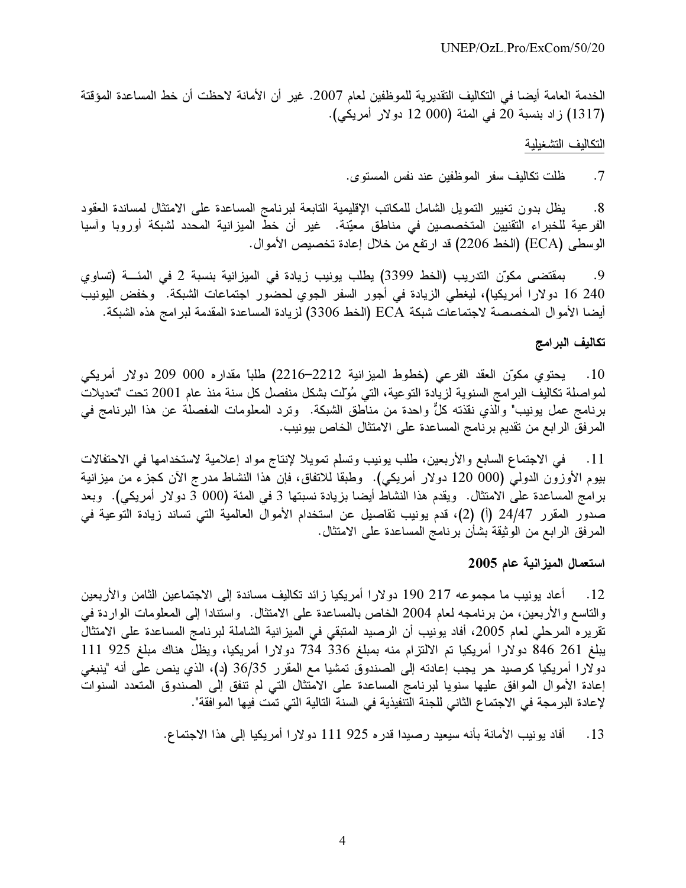الخدمة العامة أيضا في التكاليف التقديرية للموظفين لعام 2007. غير أن الأمانة لاحظت أن خط المساعدة المؤقتة (1317) زاد بنسبة 20 في المئة (000 12 دولار أمريكي).

التكاليف التشغيلية

7. ظلت تكاليف سفر الموظفين عند نفس المستوى.

8. يظل بدون تغيير التمويل الشامل للمكاتب الإقليمية التابعة لبرنامج المساعدة على الامتثال لمساندة العقود الفرعية للخبراء التقنيين المتخصصين في مناطق معيّنة. غير أن خط الميزانية المحدد لشبكة أوروبا وآسيا الوسطى (ECA) (الخط 2206) قد ارتفع من خلال إعادة تخصيص الأموال.

9. بمقتضى مكوّن التدريب (الخط 3399) يطلب يونيب زيادة في الميزانية بنسبة 2 في المئة (تساوي 240 16 دولارا أمريكيا)، ليغطي الزيادة في أجور السفر الجوي لحضور اجتماعات الشبكة. وخفض اليونيب أيضا الأموال المخصصة لاجتماعات شبكة ECA (الخط 3306) لزيادة المساعدة المقدمة لبرامج هذه الشبكة.

**تكاليف البرامج**

10. يحتوي مكوّن العقد الفرعي (خطوط الميزانية 2212–2216) طلبا مقداره 000 209 دولار أمريكي لمواصلة تكاليف البرامج السنوية لزيادة التوعية، التي مُوّلت بشكل منفصل كل سنة منذ عام 2001 تحت "تعديلات برنامج عمل يونيب" والذي نفذته كلٌّ واحدة من مناطق الشبكة. وترد المعلومات المفصلة عن هذا البرنامج في المرفق الرابع من تقديم برنامج المساعدة على الامتثال الخاص بيونيب.

11. في الاجتماع السابع والأربعين، طلب يونيب وتسلم تمويلا لإنتاج مواد إعلامية لاستخدامها في الاحتفالات بيوم الأوزون الدولي (000 120 دولار أمريكي). وطبقا للاتفاق، فإن هذا النشاط مدرج الآن كجزء من ميزانية برامج المساعدة على الامتثال. ويقدم هذا النشاط أيضا بزيادة نسبتها 3 في المئة (000 3 دولار أمريكي). وبعد صدور المقرر 24/47 (أ) (2)، قدم يونيب تفاصيل عن استخدام الأموال العالمية التي تساند زيادة التوعية في المرفق الرابع من الوثيقة بشأن برنامج المساعدة على الامتثال.

**استعمال الميزانية عام 2005**

12. أعاد يونيب ما مجموعه 217 190 دولارا أمريكيا زائد تكاليف مساندة إلى الاجتماعين الثامن والأربعين والتاسع والأربعين، من برنامجه لعام 2004 الخاص بالمساعدة على الامتثال. واستنادا إلى المعلومات الواردة في تقريره المرحلي لعام 2005، أفاد يونيب أن الرصيد المتبقي في الميزانية الشاملة لبرنامج المساعدة على الامتثال يبلغ 261 846 دولارا أمريكا تم الالتزام منه بمبلغ 336 734 دولارا أمريكيا، ويظل هناك مبلغ 925 111 دولارا أمريكيا كرصيد حر يجب إعادته إلى الصندوق تمشيا مع المقرر 36/35 (د)، الذي ينص على أنه "ينبغي إعادة الأموال الموافق عليها سنويا لبرنامج المساعدة على الامتثال التي لم تنفق إلى الصندوق المتعدد السنوات لإعادة البرمجة في الاجتماع الثاني للجنة التنفيذية في السنة التالية التي تمت فيها الموافقة".

13. أفاد يونيب الأمانة بأنه سيعيد رصيدا قدره 925 111 دولارا أمريكيا إلى هذا الاجتماع.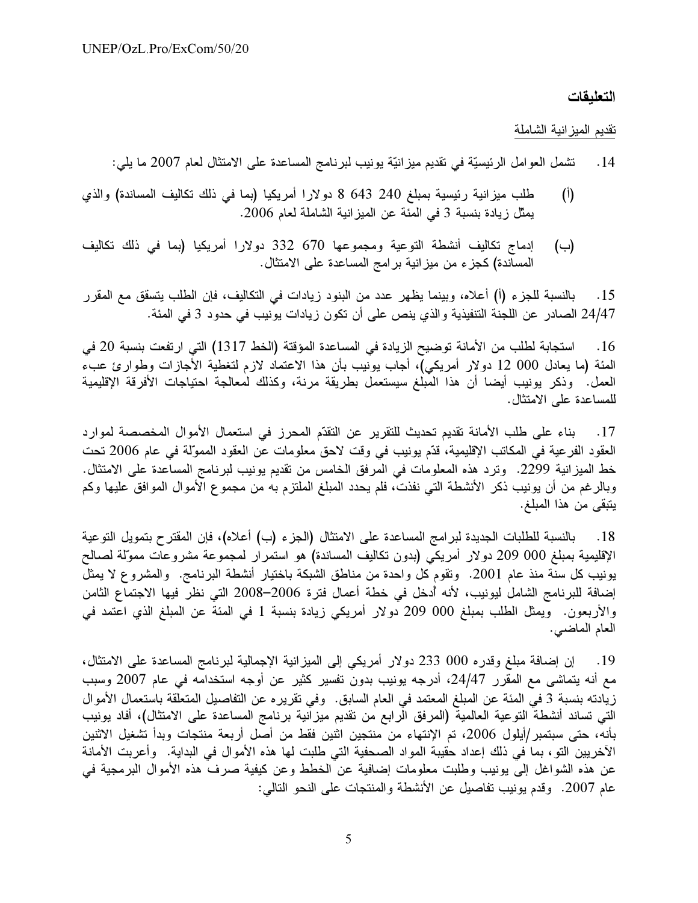### التعليقات

تقديم الميزانية الشاملة

14. تشمل العوامل الرئيسيّة في تقديم ميزانيّة يونيب لبرنامج المساعدة على الامتثال لعام 2007 ما يلي:

(أ) طلب ميزانية رئيسية بمبلغ 240 643 8 دولارا أمريكيا (بما في ذلك تكاليف المساندة) والذي يمثّل زيادة بنسبة 3 في المئة عن الميزانية الشاملة لعام 2006.

(ب) إدماج تكاليف أنشطة التوعية ومجموعها 670 332 دولارا أمريكيا (بما في ذلك تكاليف المساندة) كجزء من ميزانية برامج المساعدة على الامتثال.

15. بالنسبة للجزء (أ) أعلاه، وبينما يظهر عدد من البنود زيادات في التكاليف، فإن الطلب يتسق مع المقرر 24/47 الصادر عن اللجنة التنفيذية والذي ينص على أن تكون زيادات يونيب في حدود 3 في المئة.

16. استجابة لطلب من الأمانة توضيح الزيادة في المساعدة المؤقتة (الخط 1317) التي ارتفعت بنسبة 20 في المئة (ما يعادل 000 12 دولار أمريكي)، أجاب يونيب بأن هذا الاعتماد لازم لتغطية الأجازات وطوارئ عبء العمل. وذكر يونيب أيضا أن هذا المبلغ سيستعمل بطريقة مرنة، وكذلك لمعالجة احتياجات الأفرقة الإقليمية للمساعدة على الامتثال.

17. بناء على طلب الأمانة تقديم تحديث للتقرير عن التقدّم المحرز في استعمال الأموال المخصصة لموارد العقود الفرعية في المكاتب الإقليمية، قدّم يونيب في وقت لاحق معلومات عن العقود المموّلة في عام 2006 تحت خط الميزانية 2299. وترد هذه المعلومات في المرفق الخامس من تقديم يونيب لبرنامج المساعدة على الامتثال. وبالرغم من أن يونيب ذكر الأنشطة التي نفذت، فلم يحدد المبلغ الملتزم به من مجموع الأموال الموافق عليها وكم يتبقى من هذا المبلغ.

18. بالنسبة للطلبات الجديدة لبرامج المساعدة على الامتثال (الجزء (ب) أعلاه)، فإن المقترح بتمويل التوعية الإقليمية بمبلغ 000 209 دولار أمريكي (بدون تكاليف المساندة) هو استمرار لمجموعة مشروعات مموّلة لصالح يونيب كل سنة منذ عام 2001. وتقوم كل واحدة من مناطق الشبكة باختيار أنشطة البرنامج. والمشروع لا يمثل إضافة للبرنامج الشامل ليونيب، لأنه أُدخل في خطة أعمال فترة 2006–2008 التي نظر فيها الاجتماع الثامن والأربعون. ويمثل الطلب بمبلغ 000 209 دولار أمريكي زيادة بنسبة 1 في المئة عن المبلغ الذي اعتمد في العام الماضي.

19. إن إضافة مبلغ وقدره 000 233 دولار أمريكي إلى الميزانية الإجمالية لبرنامج المساعدة على الامتثال، مع أنه يتماشى مع المقرر 24/47، أدرجه يونيب بدون تفسير كثير عن أوجه استخدامه في عام 2007 وسبب زيادته بنسبة 3 في المئة عن المبلغ المعتمد في العام السابق. وفي تقريره عن التفاصيل المتعلقة باستعمال الأموال التي تساند أنشطة التوعية العالمية (المرفق الرابع من تقديم ميزانية برنامج المساعدة على الامتثال)، أفاد يونيب بأنه، حتى سبتمبر/أيلول 2006، تم الإنتهاء من منتجين اثنين فقط من أصل أربعة منتجات وبدأ تشغيل الاثنين الآخرين التو، بما في ذلك إعداد حقيبة المواد الصحفية التي طلبت لها هذه الأموال في البداية. وأعربت الأمانة عن هذه الشواغل إلى يونيب وطلبت معلومات إضافية عن الخطط وعن كيفية صرف هذه الأموال البرمجية في عام 2007. وقدم يونيب تفاصيل عن الأنشطة والمنتجات على النحو التالي: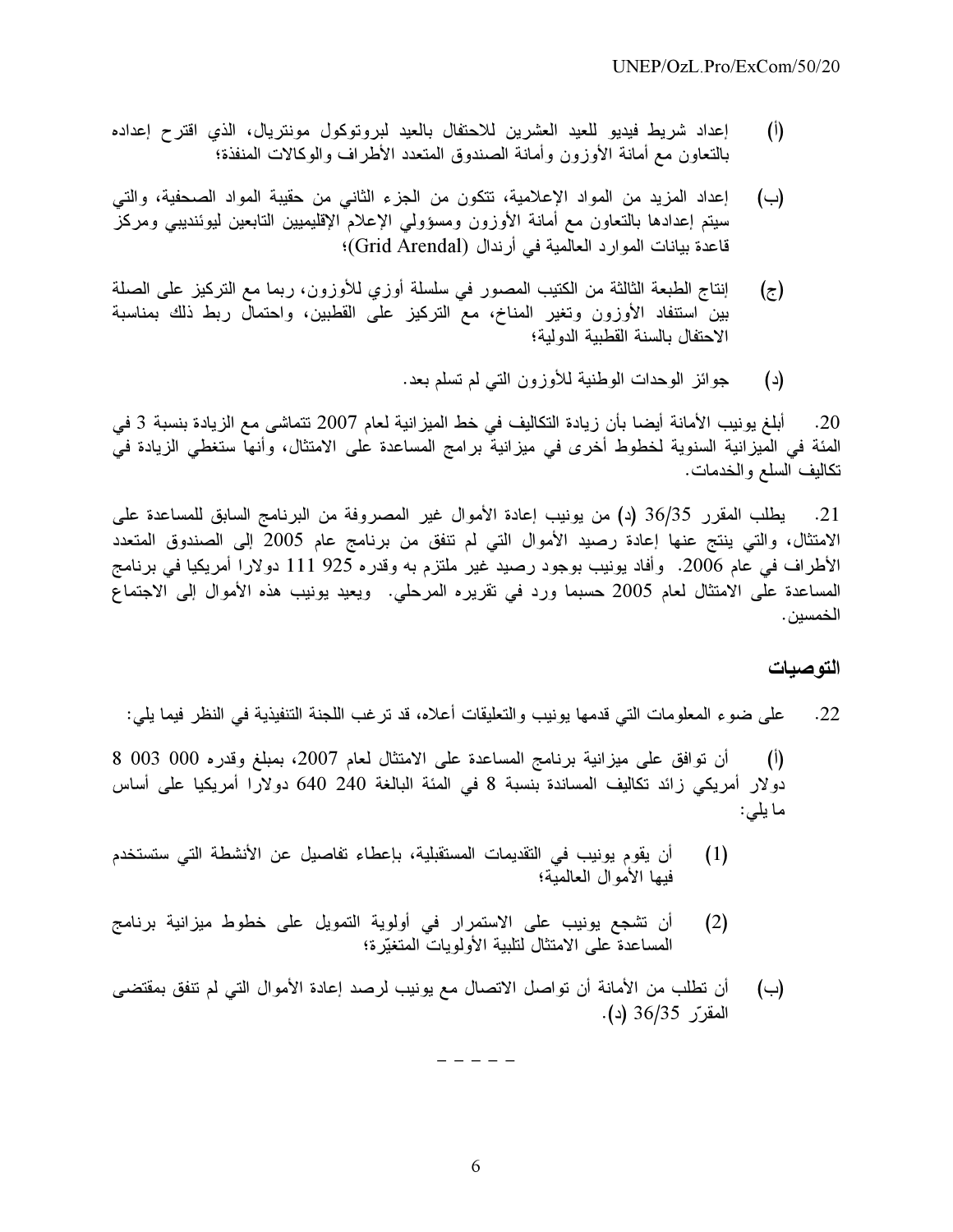(أ) إعداد شريط فيديو للعيد العشرين للاحتفال بالعيد لبروتوكول مونتريال، الذي اقترح إعداده بالتعاون مع أمانة الأوزون وأمانة الصندوق المتعدد الأطراف والوكالات المنفذة؛

(ب) إعداد المزيد من المواد الإعلامية، تتكون من الجزء الثاني من حقيبة المواد الصحفية، والتي سيتم إعدادها بالتعاون مع أمانة الأوزون ومسؤولي الإعلام الإقليميين التابعين ليوئنديبي ومركز قاعدة بيانات الموارد العالمية في أرندال (Grid Arendal)؛

(ج) إنتاج الطبعة الثالثة من الكتيب المصور في سلسلة أوزي للأوزون، ربما مع التركيز على الصلة بين استنفاد الأوزون وتغير المناخ، مع التركيز على القطبين، واحتمال ربط ذلك بمناسبة الاحتفال بالسنة القطبية الدولية؛

(د) جوائز الوحدات الوطنية للأوزون التي لم تسلم بعد.

20. أبلغ يونيب الأمانة أيضا بأن زيادة التكاليف في خط الميزانية لعام 2007 تتماشى مع الزيادة بنسبة 3 في المئة في الميزانية السنوية لخطوط أخرى في ميزانية برامج المساعدة على الامتثال، وأنها ستغطي الزيادة في تكاليف السلع والخدمات.

21. يطلب المقرر 36/35 (د) من يونيب إعادة الأموال غير المصروفة من البرنامج السابق للمساعدة على الامتثال، والتي ينتج عنها إعادة رصيد الأموال التي لم تنفق من برنامج عام 2005 إلى الصندوق المتعدد الأطراف في عام 2006. وأفاد يونيب بوجود رصيد غير ملتزم به وقدره 925 111 دولارا أمريكيا في برنامج المساعدة على الامتثال لعام 2005 حسبما ورد في تقريره المرحلي. ويعيد يونيب هذه الأموال إلى الاجتماع الخمسين.

## التوصيات

22. على ضوء المعلومات التي قدمها يونيب والتعليقات أعلاه، قد ترغب اللجنة التنفيذية في النظر فيما يلي:

(أ) أن توافق على ميزانية برنامج المساعدة على الامتثال لعام 2007، بمبلغ وقدره 000 003 8 دولار أمريكي زائد تكاليف المساندة بنسبة 8 في المئة البالغة 240 640 دولارا أمريكيا على أساس ما يلي:

(1) أن يقوم يونيب في التقديمات المستقبلية، بإعطاء تفاصيل عن الأنشطة التي ستستخدم فيها الأموال العالمية؛

(2) أن تشجع يونيب على الاستمرار في أولوية التمويل على خطوط ميزانية برنامج المساعدة على الامتثال لتلبية الأولويات المتغيّرة؛

(ب) أن تطلب من الأمانة أن تواصل الاتصال مع يونيب لرصد إعادة الأموال التي لم تنفق بمقتضى المقرّر 36/35 (د).

- - - - -